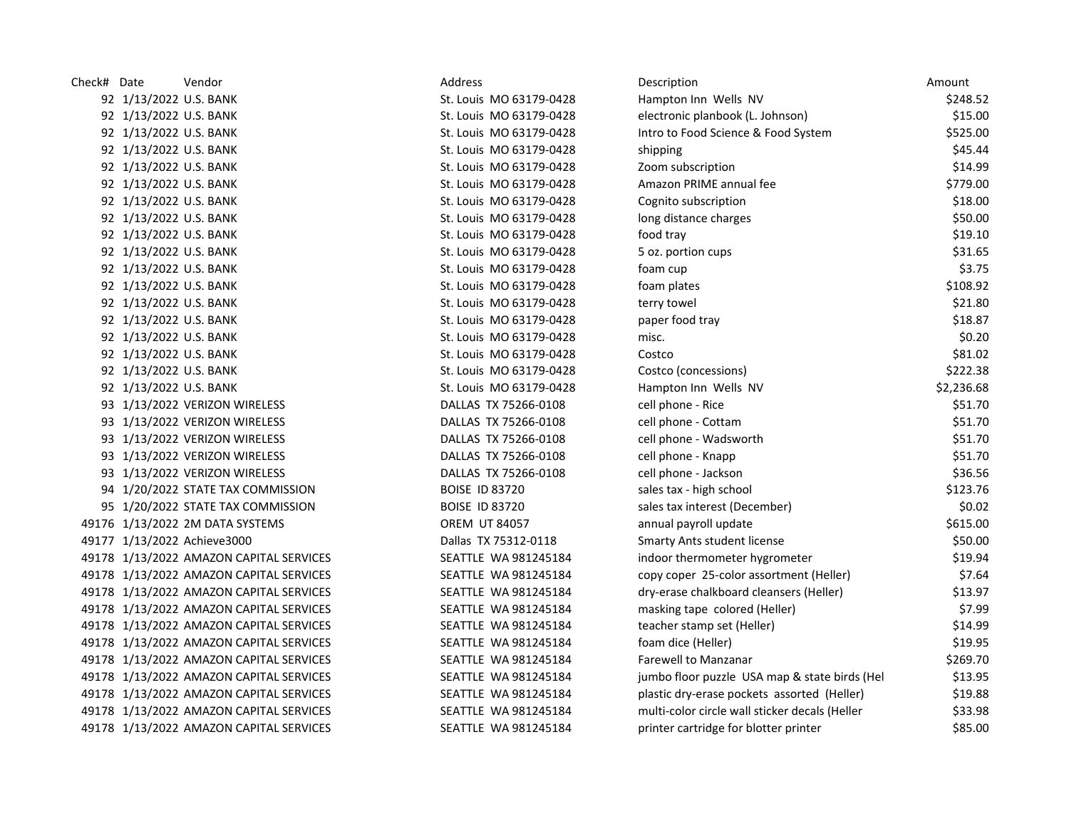| Check# | Date | Vendor | Address | Description | Amount |
|---|---|---|---|---|---|
| 92 | 1/13/2022 | U.S. BANK | St. Louis MO 63179-0428 | Hampton Inn Wells NV | $248.52 |
| 92 | 1/13/2022 | U.S. BANK | St. Louis MO 63179-0428 | electronic planbook (L. Johnson) | $15.00 |
| 92 | 1/13/2022 | U.S. BANK | St. Louis MO 63179-0428 | Intro to Food Science & Food System | $525.00 |
| 92 | 1/13/2022 | U.S. BANK | St. Louis MO 63179-0428 | shipping | $45.44 |
| 92 | 1/13/2022 | U.S. BANK | St. Louis MO 63179-0428 | Zoom subscription | $14.99 |
| 92 | 1/13/2022 | U.S. BANK | St. Louis MO 63179-0428 | Amazon PRIME annual fee | $779.00 |
| 92 | 1/13/2022 | U.S. BANK | St. Louis MO 63179-0428 | Cognito subscription | $18.00 |
| 92 | 1/13/2022 | U.S. BANK | St. Louis MO 63179-0428 | long distance charges | $50.00 |
| 92 | 1/13/2022 | U.S. BANK | St. Louis MO 63179-0428 | food tray | $19.10 |
| 92 | 1/13/2022 | U.S. BANK | St. Louis MO 63179-0428 | 5 oz. portion cups | $31.65 |
| 92 | 1/13/2022 | U.S. BANK | St. Louis MO 63179-0428 | foam cup | $3.75 |
| 92 | 1/13/2022 | U.S. BANK | St. Louis MO 63179-0428 | foam plates | $108.92 |
| 92 | 1/13/2022 | U.S. BANK | St. Louis MO 63179-0428 | terry towel | $21.80 |
| 92 | 1/13/2022 | U.S. BANK | St. Louis MO 63179-0428 | paper food tray | $18.87 |
| 92 | 1/13/2022 | U.S. BANK | St. Louis MO 63179-0428 | misc. | $0.20 |
| 92 | 1/13/2022 | U.S. BANK | St. Louis MO 63179-0428 | Costco | $81.02 |
| 92 | 1/13/2022 | U.S. BANK | St. Louis MO 63179-0428 | Costco (concessions) | $222.38 |
| 92 | 1/13/2022 | U.S. BANK | St. Louis MO 63179-0428 | Hampton Inn Wells NV | $2,236.68 |
| 93 | 1/13/2022 | VERIZON WIRELESS | DALLAS TX 75266-0108 | cell phone - Rice | $51.70 |
| 93 | 1/13/2022 | VERIZON WIRELESS | DALLAS TX 75266-0108 | cell phone - Cottam | $51.70 |
| 93 | 1/13/2022 | VERIZON WIRELESS | DALLAS TX 75266-0108 | cell phone - Wadsworth | $51.70 |
| 93 | 1/13/2022 | VERIZON WIRELESS | DALLAS TX 75266-0108 | cell phone - Knapp | $51.70 |
| 93 | 1/13/2022 | VERIZON WIRELESS | DALLAS TX 75266-0108 | cell phone - Jackson | $36.56 |
| 94 | 1/20/2022 | STATE TAX COMMISSION | BOISE ID 83720 | sales tax - high school | $123.76 |
| 95 | 1/20/2022 | STATE TAX COMMISSION | BOISE ID 83720 | sales tax interest (December) | $0.02 |
| 49176 | 1/13/2022 | 2M DATA SYSTEMS | OREM UT 84057 | annual payroll update | $615.00 |
| 49177 | 1/13/2022 | Achieve3000 | Dallas TX 75312-0118 | Smarty Ants student license | $50.00 |
| 49178 | 1/13/2022 | AMAZON CAPITAL SERVICES | SEATTLE WA 981245184 | indoor thermometer hygrometer | $19.94 |
| 49178 | 1/13/2022 | AMAZON CAPITAL SERVICES | SEATTLE WA 981245184 | copy coper 25-color assortment (Heller) | $7.64 |
| 49178 | 1/13/2022 | AMAZON CAPITAL SERVICES | SEATTLE WA 981245184 | dry-erase chalkboard cleansers (Heller) | $13.97 |
| 49178 | 1/13/2022 | AMAZON CAPITAL SERVICES | SEATTLE WA 981245184 | masking tape colored (Heller) | $7.99 |
| 49178 | 1/13/2022 | AMAZON CAPITAL SERVICES | SEATTLE WA 981245184 | teacher stamp set (Heller) | $14.99 |
| 49178 | 1/13/2022 | AMAZON CAPITAL SERVICES | SEATTLE WA 981245184 | foam dice (Heller) | $19.95 |
| 49178 | 1/13/2022 | AMAZON CAPITAL SERVICES | SEATTLE WA 981245184 | Farewell to Manzanar | $269.70 |
| 49178 | 1/13/2022 | AMAZON CAPITAL SERVICES | SEATTLE WA 981245184 | jumbo floor puzzle USA map & state birds (Hel | $13.95 |
| 49178 | 1/13/2022 | AMAZON CAPITAL SERVICES | SEATTLE WA 981245184 | plastic dry-erase pockets assorted (Heller) | $19.88 |
| 49178 | 1/13/2022 | AMAZON CAPITAL SERVICES | SEATTLE WA 981245184 | multi-color circle wall sticker decals (Heller | $33.98 |
| 49178 | 1/13/2022 | AMAZON CAPITAL SERVICES | SEATTLE WA 981245184 | printer cartridge for blotter printer | $85.00 |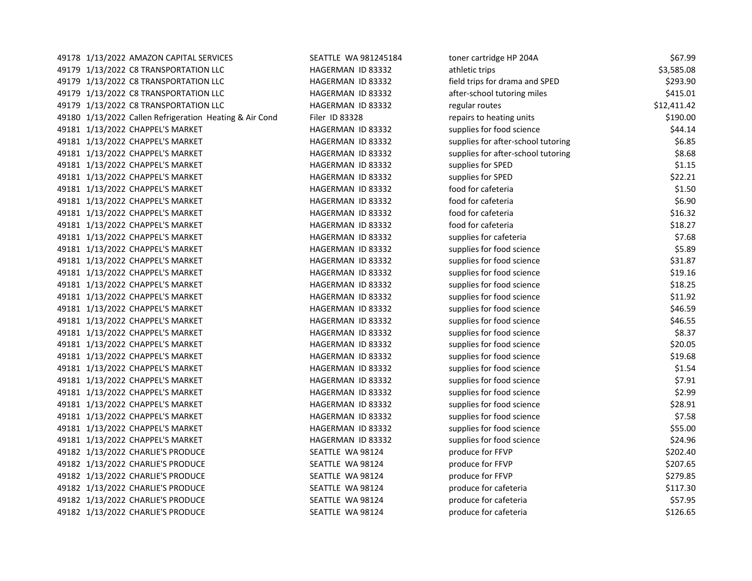| | | | | | |
|---|---|---|---|---|---|
| 49178 | 1/13/2022 | AMAZON CAPITAL SERVICES | SEATTLE WA 981245184 | toner cartridge HP 204A | $67.99 |
| 49179 | 1/13/2022 | C8 TRANSPORTATION LLC | HAGERMAN ID 83332 | athletic trips | $3,585.08 |
| 49179 | 1/13/2022 | C8 TRANSPORTATION LLC | HAGERMAN ID 83332 | field trips for drama and SPED | $293.90 |
| 49179 | 1/13/2022 | C8 TRANSPORTATION LLC | HAGERMAN ID 83332 | after-school tutoring miles | $415.01 |
| 49179 | 1/13/2022 | C8 TRANSPORTATION LLC | HAGERMAN ID 83332 | regular routes | $12,411.42 |
| 49180 | 1/13/2022 | Callen Refrigeration Heating & Air Cond | Filer ID 83328 | repairs to heating units | $190.00 |
| 49181 | 1/13/2022 | CHAPPEL'S MARKET | HAGERMAN ID 83332 | supplies for food science | $44.14 |
| 49181 | 1/13/2022 | CHAPPEL'S MARKET | HAGERMAN ID 83332 | supplies for after-school tutoring | $6.85 |
| 49181 | 1/13/2022 | CHAPPEL'S MARKET | HAGERMAN ID 83332 | supplies for after-school tutoring | $8.68 |
| 49181 | 1/13/2022 | CHAPPEL'S MARKET | HAGERMAN ID 83332 | supplies for SPED | $1.15 |
| 49181 | 1/13/2022 | CHAPPEL'S MARKET | HAGERMAN ID 83332 | supplies for SPED | $22.21 |
| 49181 | 1/13/2022 | CHAPPEL'S MARKET | HAGERMAN ID 83332 | food for cafeteria | $1.50 |
| 49181 | 1/13/2022 | CHAPPEL'S MARKET | HAGERMAN ID 83332 | food for cafeteria | $6.90 |
| 49181 | 1/13/2022 | CHAPPEL'S MARKET | HAGERMAN ID 83332 | food for cafeteria | $16.32 |
| 49181 | 1/13/2022 | CHAPPEL'S MARKET | HAGERMAN ID 83332 | food for cafeteria | $18.27 |
| 49181 | 1/13/2022 | CHAPPEL'S MARKET | HAGERMAN ID 83332 | supplies for cafeteria | $7.68 |
| 49181 | 1/13/2022 | CHAPPEL'S MARKET | HAGERMAN ID 83332 | supplies for food science | $5.89 |
| 49181 | 1/13/2022 | CHAPPEL'S MARKET | HAGERMAN ID 83332 | supplies for food science | $31.87 |
| 49181 | 1/13/2022 | CHAPPEL'S MARKET | HAGERMAN ID 83332 | supplies for food science | $19.16 |
| 49181 | 1/13/2022 | CHAPPEL'S MARKET | HAGERMAN ID 83332 | supplies for food science | $18.25 |
| 49181 | 1/13/2022 | CHAPPEL'S MARKET | HAGERMAN ID 83332 | supplies for food science | $11.92 |
| 49181 | 1/13/2022 | CHAPPEL'S MARKET | HAGERMAN ID 83332 | supplies for food science | $46.59 |
| 49181 | 1/13/2022 | CHAPPEL'S MARKET | HAGERMAN ID 83332 | supplies for food science | $46.55 |
| 49181 | 1/13/2022 | CHAPPEL'S MARKET | HAGERMAN ID 83332 | supplies for food science | $8.37 |
| 49181 | 1/13/2022 | CHAPPEL'S MARKET | HAGERMAN ID 83332 | supplies for food science | $20.05 |
| 49181 | 1/13/2022 | CHAPPEL'S MARKET | HAGERMAN ID 83332 | supplies for food science | $19.68 |
| 49181 | 1/13/2022 | CHAPPEL'S MARKET | HAGERMAN ID 83332 | supplies for food science | $1.54 |
| 49181 | 1/13/2022 | CHAPPEL'S MARKET | HAGERMAN ID 83332 | supplies for food science | $7.91 |
| 49181 | 1/13/2022 | CHAPPEL'S MARKET | HAGERMAN ID 83332 | supplies for food science | $2.99 |
| 49181 | 1/13/2022 | CHAPPEL'S MARKET | HAGERMAN ID 83332 | supplies for food science | $28.91 |
| 49181 | 1/13/2022 | CHAPPEL'S MARKET | HAGERMAN ID 83332 | supplies for food science | $7.58 |
| 49181 | 1/13/2022 | CHAPPEL'S MARKET | HAGERMAN ID 83332 | supplies for food science | $55.00 |
| 49181 | 1/13/2022 | CHAPPEL'S MARKET | HAGERMAN ID 83332 | supplies for food science | $24.96 |
| 49182 | 1/13/2022 | CHARLIE'S PRODUCE | SEATTLE WA 98124 | produce for FFVP | $202.40 |
| 49182 | 1/13/2022 | CHARLIE'S PRODUCE | SEATTLE WA 98124 | produce for FFVP | $207.65 |
| 49182 | 1/13/2022 | CHARLIE'S PRODUCE | SEATTLE WA 98124 | produce for FFVP | $279.85 |
| 49182 | 1/13/2022 | CHARLIE'S PRODUCE | SEATTLE WA 98124 | produce for cafeteria | $117.30 |
| 49182 | 1/13/2022 | CHARLIE'S PRODUCE | SEATTLE WA 98124 | produce for cafeteria | $57.95 |
| 49182 | 1/13/2022 | CHARLIE'S PRODUCE | SEATTLE WA 98124 | produce for cafeteria | $126.65 |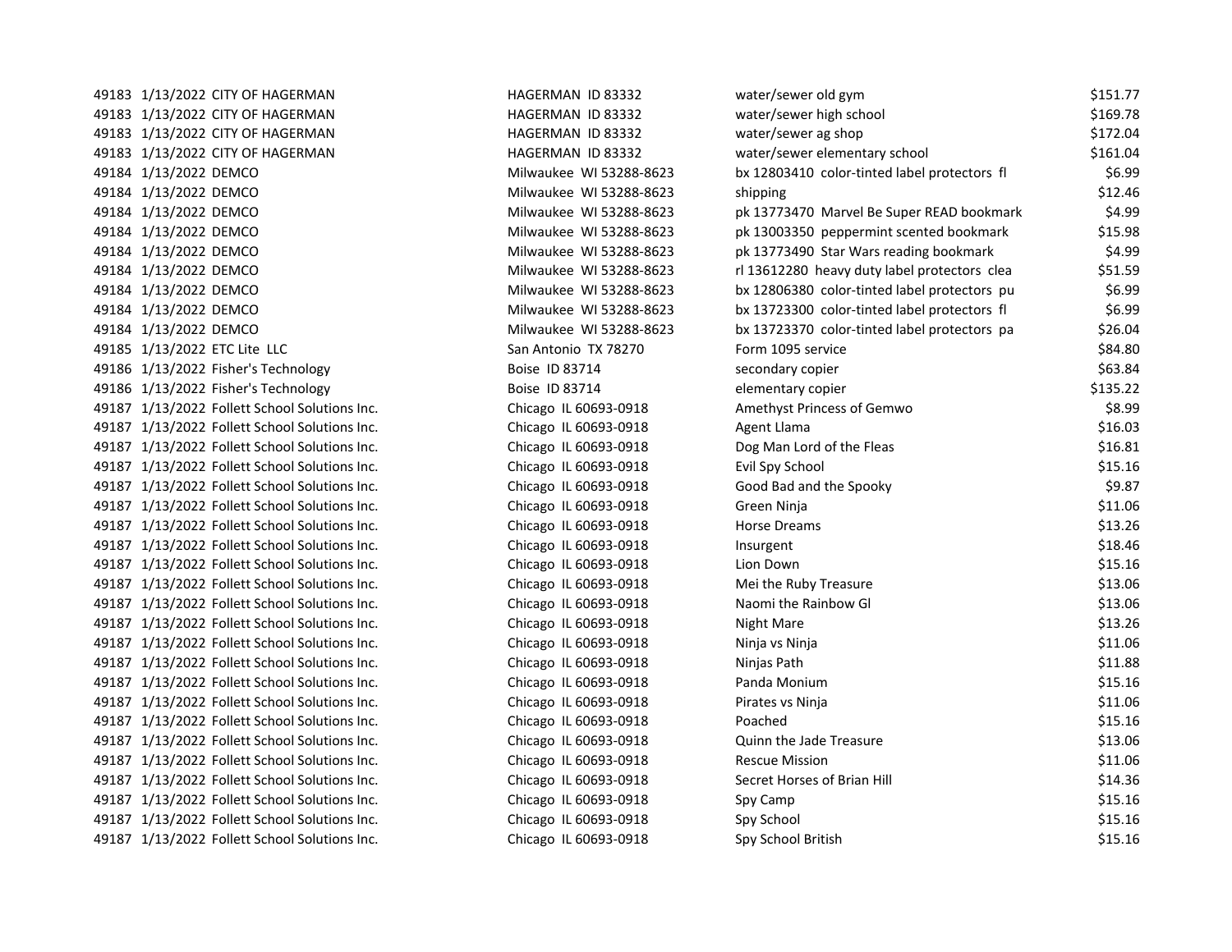| | | | | | |
|---|---|---|---|---|---|
| 49183 | 1/13/2022 | CITY OF HAGERMAN | HAGERMAN ID 83332 | water/sewer old gym | $151.77 |
| 49183 | 1/13/2022 | CITY OF HAGERMAN | HAGERMAN ID 83332 | water/sewer high school | $169.78 |
| 49183 | 1/13/2022 | CITY OF HAGERMAN | HAGERMAN ID 83332 | water/sewer ag shop | $172.04 |
| 49183 | 1/13/2022 | CITY OF HAGERMAN | HAGERMAN ID 83332 | water/sewer elementary school | $161.04 |
| 49184 | 1/13/2022 | DEMCO | Milwaukee WI 53288-8623 | bx 12803410 color-tinted label protectors fl | $6.99 |
| 49184 | 1/13/2022 | DEMCO | Milwaukee WI 53288-8623 | shipping | $12.46 |
| 49184 | 1/13/2022 | DEMCO | Milwaukee WI 53288-8623 | pk 13773470 Marvel Be Super READ bookmark | $4.99 |
| 49184 | 1/13/2022 | DEMCO | Milwaukee WI 53288-8623 | pk 13003350 peppermint scented bookmark | $15.98 |
| 49184 | 1/13/2022 | DEMCO | Milwaukee WI 53288-8623 | pk 13773490 Star Wars reading bookmark | $4.99 |
| 49184 | 1/13/2022 | DEMCO | Milwaukee WI 53288-8623 | rl 13612280 heavy duty label protectors clea | $51.59 |
| 49184 | 1/13/2022 | DEMCO | Milwaukee WI 53288-8623 | bx 12806380 color-tinted label protectors pu | $6.99 |
| 49184 | 1/13/2022 | DEMCO | Milwaukee WI 53288-8623 | bx 13723300 color-tinted label protectors fl | $6.99 |
| 49184 | 1/13/2022 | DEMCO | Milwaukee WI 53288-8623 | bx 13723370 color-tinted label protectors pa | $26.04 |
| 49185 | 1/13/2022 | ETC Lite LLC | San Antonio TX 78270 | Form 1095 service | $84.80 |
| 49186 | 1/13/2022 | Fisher's Technology | Boise ID 83714 | secondary copier | $63.84 |
| 49186 | 1/13/2022 | Fisher's Technology | Boise ID 83714 | elementary copier | $135.22 |
| 49187 | 1/13/2022 | Follett School Solutions Inc. | Chicago IL 60693-0918 | Amethyst Princess of Gemwo | $8.99 |
| 49187 | 1/13/2022 | Follett School Solutions Inc. | Chicago IL 60693-0918 | Agent Llama | $16.03 |
| 49187 | 1/13/2022 | Follett School Solutions Inc. | Chicago IL 60693-0918 | Dog Man Lord of the Fleas | $16.81 |
| 49187 | 1/13/2022 | Follett School Solutions Inc. | Chicago IL 60693-0918 | Evil Spy School | $15.16 |
| 49187 | 1/13/2022 | Follett School Solutions Inc. | Chicago IL 60693-0918 | Good Bad and the Spooky | $9.87 |
| 49187 | 1/13/2022 | Follett School Solutions Inc. | Chicago IL 60693-0918 | Green Ninja | $11.06 |
| 49187 | 1/13/2022 | Follett School Solutions Inc. | Chicago IL 60693-0918 | Horse Dreams | $13.26 |
| 49187 | 1/13/2022 | Follett School Solutions Inc. | Chicago IL 60693-0918 | Insurgent | $18.46 |
| 49187 | 1/13/2022 | Follett School Solutions Inc. | Chicago IL 60693-0918 | Lion Down | $15.16 |
| 49187 | 1/13/2022 | Follett School Solutions Inc. | Chicago IL 60693-0918 | Mei the Ruby Treasure | $13.06 |
| 49187 | 1/13/2022 | Follett School Solutions Inc. | Chicago IL 60693-0918 | Naomi the Rainbow Gl | $13.06 |
| 49187 | 1/13/2022 | Follett School Solutions Inc. | Chicago IL 60693-0918 | Night Mare | $13.26 |
| 49187 | 1/13/2022 | Follett School Solutions Inc. | Chicago IL 60693-0918 | Ninja vs Ninja | $11.06 |
| 49187 | 1/13/2022 | Follett School Solutions Inc. | Chicago IL 60693-0918 | Ninjas Path | $11.88 |
| 49187 | 1/13/2022 | Follett School Solutions Inc. | Chicago IL 60693-0918 | Panda Monium | $15.16 |
| 49187 | 1/13/2022 | Follett School Solutions Inc. | Chicago IL 60693-0918 | Pirates vs Ninja | $11.06 |
| 49187 | 1/13/2022 | Follett School Solutions Inc. | Chicago IL 60693-0918 | Poached | $15.16 |
| 49187 | 1/13/2022 | Follett School Solutions Inc. | Chicago IL 60693-0918 | Quinn the Jade Treasure | $13.06 |
| 49187 | 1/13/2022 | Follett School Solutions Inc. | Chicago IL 60693-0918 | Rescue Mission | $11.06 |
| 49187 | 1/13/2022 | Follett School Solutions Inc. | Chicago IL 60693-0918 | Secret Horses of Brian Hill | $14.36 |
| 49187 | 1/13/2022 | Follett School Solutions Inc. | Chicago IL 60693-0918 | Spy Camp | $15.16 |
| 49187 | 1/13/2022 | Follett School Solutions Inc. | Chicago IL 60693-0918 | Spy School | $15.16 |
| 49187 | 1/13/2022 | Follett School Solutions Inc. | Chicago IL 60693-0918 | Spy School British | $15.16 |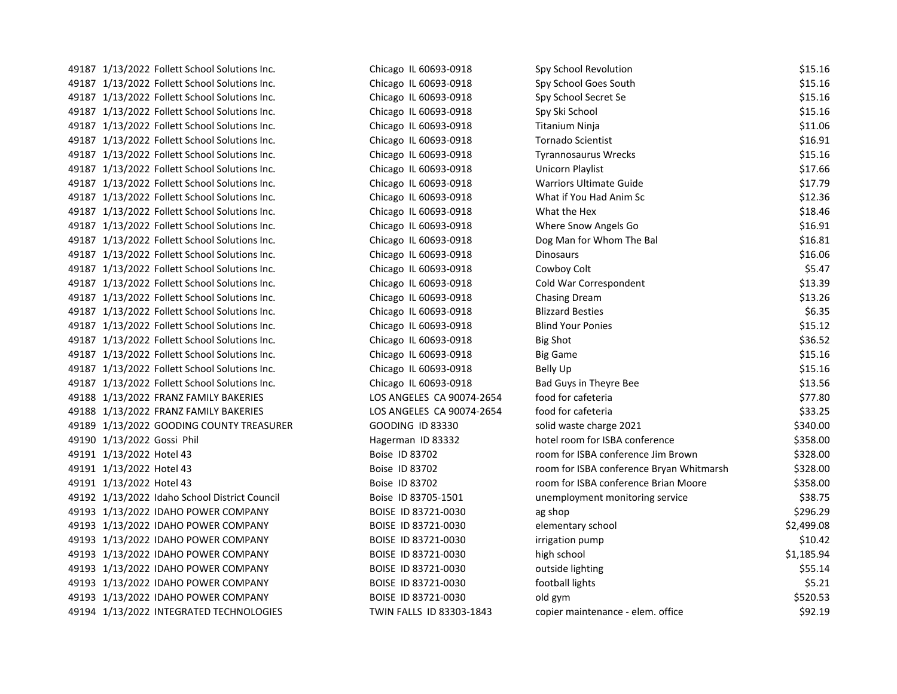| | | | | | |
|---|---|---|---|---|---|
| 49187 | 1/13/2022 | Follett School Solutions Inc. | Chicago IL 60693-0918 | Spy School Revolution | $15.16 |
| 49187 | 1/13/2022 | Follett School Solutions Inc. | Chicago IL 60693-0918 | Spy School Goes South | $15.16 |
| 49187 | 1/13/2022 | Follett School Solutions Inc. | Chicago IL 60693-0918 | Spy School Secret Se | $15.16 |
| 49187 | 1/13/2022 | Follett School Solutions Inc. | Chicago IL 60693-0918 | Spy Ski School | $15.16 |
| 49187 | 1/13/2022 | Follett School Solutions Inc. | Chicago IL 60693-0918 | Titanium Ninja | $11.06 |
| 49187 | 1/13/2022 | Follett School Solutions Inc. | Chicago IL 60693-0918 | Tornado Scientist | $16.91 |
| 49187 | 1/13/2022 | Follett School Solutions Inc. | Chicago IL 60693-0918 | Tyrannosaurus Wrecks | $15.16 |
| 49187 | 1/13/2022 | Follett School Solutions Inc. | Chicago IL 60693-0918 | Unicorn Playlist | $17.66 |
| 49187 | 1/13/2022 | Follett School Solutions Inc. | Chicago IL 60693-0918 | Warriors Ultimate Guide | $17.79 |
| 49187 | 1/13/2022 | Follett School Solutions Inc. | Chicago IL 60693-0918 | What if You Had Anim Sc | $12.36 |
| 49187 | 1/13/2022 | Follett School Solutions Inc. | Chicago IL 60693-0918 | What the Hex | $18.46 |
| 49187 | 1/13/2022 | Follett School Solutions Inc. | Chicago IL 60693-0918 | Where Snow Angels Go | $16.91 |
| 49187 | 1/13/2022 | Follett School Solutions Inc. | Chicago IL 60693-0918 | Dog Man for Whom The Bal | $16.81 |
| 49187 | 1/13/2022 | Follett School Solutions Inc. | Chicago IL 60693-0918 | Dinosaurs | $16.06 |
| 49187 | 1/13/2022 | Follett School Solutions Inc. | Chicago IL 60693-0918 | Cowboy Colt | $5.47 |
| 49187 | 1/13/2022 | Follett School Solutions Inc. | Chicago IL 60693-0918 | Cold War Correspondent | $13.39 |
| 49187 | 1/13/2022 | Follett School Solutions Inc. | Chicago IL 60693-0918 | Chasing Dream | $13.26 |
| 49187 | 1/13/2022 | Follett School Solutions Inc. | Chicago IL 60693-0918 | Blizzard Besties | $6.35 |
| 49187 | 1/13/2022 | Follett School Solutions Inc. | Chicago IL 60693-0918 | Blind Your Ponies | $15.12 |
| 49187 | 1/13/2022 | Follett School Solutions Inc. | Chicago IL 60693-0918 | Big Shot | $36.52 |
| 49187 | 1/13/2022 | Follett School Solutions Inc. | Chicago IL 60693-0918 | Big Game | $15.16 |
| 49187 | 1/13/2022 | Follett School Solutions Inc. | Chicago IL 60693-0918 | Belly Up | $15.16 |
| 49187 | 1/13/2022 | Follett School Solutions Inc. | Chicago IL 60693-0918 | Bad Guys in Theyre Bee | $13.56 |
| 49188 | 1/13/2022 | FRANZ FAMILY BAKERIES | LOS ANGELES CA 90074-2654 | food for cafeteria | $77.80 |
| 49188 | 1/13/2022 | FRANZ FAMILY BAKERIES | LOS ANGELES CA 90074-2654 | food for cafeteria | $33.25 |
| 49189 | 1/13/2022 | GOODING COUNTY TREASURER | GOODING ID 83330 | solid waste charge 2021 | $340.00 |
| 49190 | 1/13/2022 | Gossi Phil | Hagerman ID 83332 | hotel room for ISBA conference | $358.00 |
| 49191 | 1/13/2022 | Hotel 43 | Boise ID 83702 | room for ISBA conference Jim Brown | $328.00 |
| 49191 | 1/13/2022 | Hotel 43 | Boise ID 83702 | room for ISBA conference Bryan Whitmarsh | $328.00 |
| 49191 | 1/13/2022 | Hotel 43 | Boise ID 83702 | room for ISBA conference Brian Moore | $358.00 |
| 49192 | 1/13/2022 | Idaho School District Council | Boise ID 83705-1501 | unemployment monitoring service | $38.75 |
| 49193 | 1/13/2022 | IDAHO POWER COMPANY | BOISE ID 83721-0030 | ag shop | $296.29 |
| 49193 | 1/13/2022 | IDAHO POWER COMPANY | BOISE ID 83721-0030 | elementary school | $2,499.08 |
| 49193 | 1/13/2022 | IDAHO POWER COMPANY | BOISE ID 83721-0030 | irrigation pump | $10.42 |
| 49193 | 1/13/2022 | IDAHO POWER COMPANY | BOISE ID 83721-0030 | high school | $1,185.94 |
| 49193 | 1/13/2022 | IDAHO POWER COMPANY | BOISE ID 83721-0030 | outside lighting | $55.14 |
| 49193 | 1/13/2022 | IDAHO POWER COMPANY | BOISE ID 83721-0030 | football lights | $5.21 |
| 49193 | 1/13/2022 | IDAHO POWER COMPANY | BOISE ID 83721-0030 | old gym | $520.53 |
| 49194 | 1/13/2022 | INTEGRATED TECHNOLOGIES | TWIN FALLS ID 83303-1843 | copier maintenance - elem. office | $92.19 |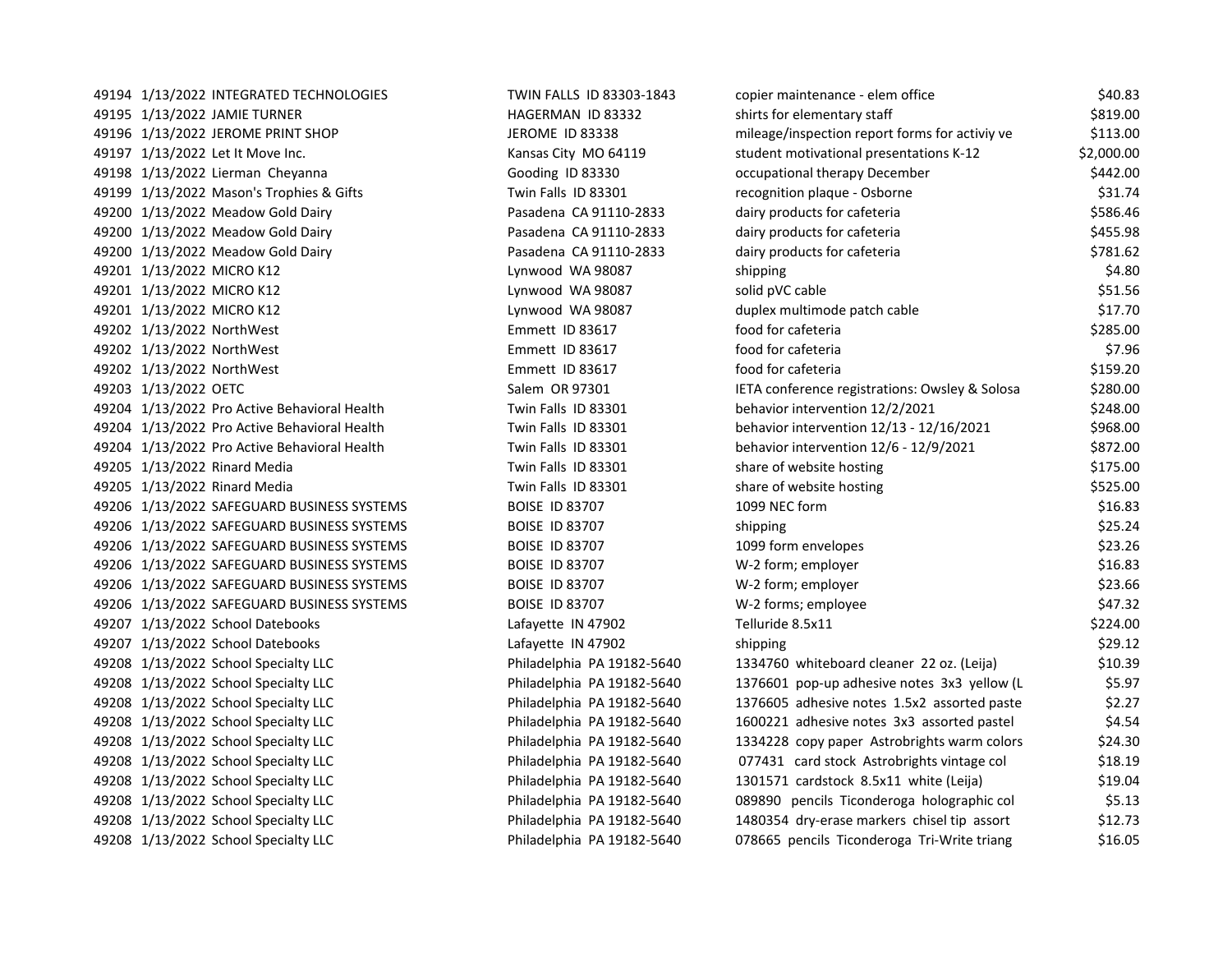| | | | | | |
|---|---|---|---|---|---|
| 49194 | 1/13/2022 | INTEGRATED TECHNOLOGIES | TWIN FALLS ID 83303-1843 | copier maintenance - elem office | $40.83 |
| 49195 | 1/13/2022 | JAMIE TURNER | HAGERMAN ID 83332 | shirts for elementary staff | $819.00 |
| 49196 | 1/13/2022 | JEROME PRINT SHOP | JEROME ID 83338 | mileage/inspection report forms for activiy ve | $113.00 |
| 49197 | 1/13/2022 | Let It Move Inc. | Kansas City MO 64119 | student motivational presentations K-12 | $2,000.00 |
| 49198 | 1/13/2022 | Lierman Cheyanna | Gooding ID 83330 | occupational therapy December | $442.00 |
| 49199 | 1/13/2022 | Mason's Trophies & Gifts | Twin Falls ID 83301 | recognition plaque - Osborne | $31.74 |
| 49200 | 1/13/2022 | Meadow Gold Dairy | Pasadena CA 91110-2833 | dairy products for cafeteria | $586.46 |
| 49200 | 1/13/2022 | Meadow Gold Dairy | Pasadena CA 91110-2833 | dairy products for cafeteria | $455.98 |
| 49200 | 1/13/2022 | Meadow Gold Dairy | Pasadena CA 91110-2833 | dairy products for cafeteria | $781.62 |
| 49201 | 1/13/2022 | MICRO K12 | Lynwood WA 98087 | shipping | $4.80 |
| 49201 | 1/13/2022 | MICRO K12 | Lynwood WA 98087 | solid pVC cable | $51.56 |
| 49201 | 1/13/2022 | MICRO K12 | Lynwood WA 98087 | duplex multimode patch cable | $17.70 |
| 49202 | 1/13/2022 | NorthWest | Emmett ID 83617 | food for cafeteria | $285.00 |
| 49202 | 1/13/2022 | NorthWest | Emmett ID 83617 | food for cafeteria | $7.96 |
| 49202 | 1/13/2022 | NorthWest | Emmett ID 83617 | food for cafeteria | $159.20 |
| 49203 | 1/13/2022 | OETC | Salem OR 97301 | IETA conference registrations: Owsley & Solosa | $280.00 |
| 49204 | 1/13/2022 | Pro Active Behavioral Health | Twin Falls ID 83301 | behavior intervention 12/2/2021 | $248.00 |
| 49204 | 1/13/2022 | Pro Active Behavioral Health | Twin Falls ID 83301 | behavior intervention 12/13 - 12/16/2021 | $968.00 |
| 49204 | 1/13/2022 | Pro Active Behavioral Health | Twin Falls ID 83301 | behavior intervention 12/6 - 12/9/2021 | $872.00 |
| 49205 | 1/13/2022 | Rinard Media | Twin Falls ID 83301 | share of website hosting | $175.00 |
| 49205 | 1/13/2022 | Rinard Media | Twin Falls ID 83301 | share of website hosting | $525.00 |
| 49206 | 1/13/2022 | SAFEGUARD BUSINESS SYSTEMS | BOISE ID 83707 | 1099 NEC form | $16.83 |
| 49206 | 1/13/2022 | SAFEGUARD BUSINESS SYSTEMS | BOISE ID 83707 | shipping | $25.24 |
| 49206 | 1/13/2022 | SAFEGUARD BUSINESS SYSTEMS | BOISE ID 83707 | 1099 form envelopes | $23.26 |
| 49206 | 1/13/2022 | SAFEGUARD BUSINESS SYSTEMS | BOISE ID 83707 | W-2 form; employer | $16.83 |
| 49206 | 1/13/2022 | SAFEGUARD BUSINESS SYSTEMS | BOISE ID 83707 | W-2 form; employer | $23.66 |
| 49206 | 1/13/2022 | SAFEGUARD BUSINESS SYSTEMS | BOISE ID 83707 | W-2 forms; employee | $47.32 |
| 49207 | 1/13/2022 | School Datebooks | Lafayette IN 47902 | Telluride 8.5x11 | $224.00 |
| 49207 | 1/13/2022 | School Datebooks | Lafayette IN 47902 | shipping | $29.12 |
| 49208 | 1/13/2022 | School Specialty LLC | Philadelphia PA 19182-5640 | 1334760 whiteboard cleaner 22 oz. (Leija) | $10.39 |
| 49208 | 1/13/2022 | School Specialty LLC | Philadelphia PA 19182-5640 | 1376601 pop-up adhesive notes 3x3 yellow (L | $5.97 |
| 49208 | 1/13/2022 | School Specialty LLC | Philadelphia PA 19182-5640 | 1376605 adhesive notes 1.5x2 assorted paste | $2.27 |
| 49208 | 1/13/2022 | School Specialty LLC | Philadelphia PA 19182-5640 | 1600221 adhesive notes 3x3 assorted pastel | $4.54 |
| 49208 | 1/13/2022 | School Specialty LLC | Philadelphia PA 19182-5640 | 1334228 copy paper Astrobrights warm colors | $24.30 |
| 49208 | 1/13/2022 | School Specialty LLC | Philadelphia PA 19182-5640 | 077431 card stock Astrobrights vintage col | $18.19 |
| 49208 | 1/13/2022 | School Specialty LLC | Philadelphia PA 19182-5640 | 1301571 cardstock 8.5x11 white (Leija) | $19.04 |
| 49208 | 1/13/2022 | School Specialty LLC | Philadelphia PA 19182-5640 | 089890 pencils Ticonderoga holographic col | $5.13 |
| 49208 | 1/13/2022 | School Specialty LLC | Philadelphia PA 19182-5640 | 1480354 dry-erase markers chisel tip assort | $12.73 |
| 49208 | 1/13/2022 | School Specialty LLC | Philadelphia PA 19182-5640 | 078665 pencils Ticonderoga Tri-Write triang | $16.05 |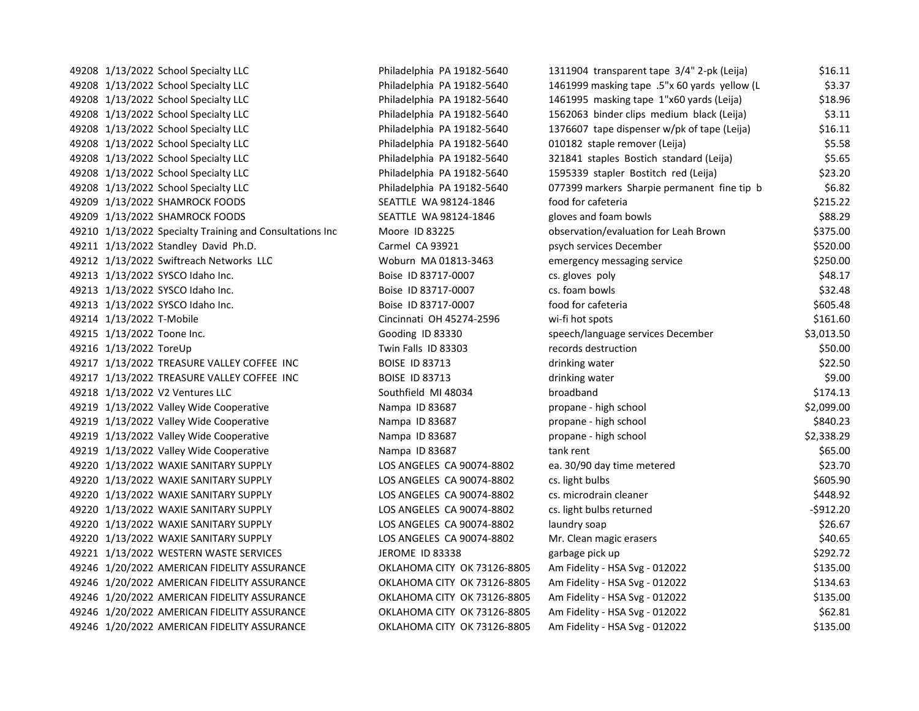| | | | | | |
|---|---|---|---|---|---|
| 49208 | 1/13/2022 | School Specialty LLC | Philadelphia PA 19182-5640 | 1311904 transparent tape 3/4" 2-pk (Leija) | $16.11 |
| 49208 | 1/13/2022 | School Specialty LLC | Philadelphia PA 19182-5640 | 1461999 masking tape .5"x 60 yards yellow (L | $3.37 |
| 49208 | 1/13/2022 | School Specialty LLC | Philadelphia PA 19182-5640 | 1461995 masking tape 1"x60 yards (Leija) | $18.96 |
| 49208 | 1/13/2022 | School Specialty LLC | Philadelphia PA 19182-5640 | 1562063 binder clips medium black (Leija) | $3.11 |
| 49208 | 1/13/2022 | School Specialty LLC | Philadelphia PA 19182-5640 | 1376607 tape dispenser w/pk of tape (Leija) | $16.11 |
| 49208 | 1/13/2022 | School Specialty LLC | Philadelphia PA 19182-5640 | 010182 staple remover (Leija) | $5.58 |
| 49208 | 1/13/2022 | School Specialty LLC | Philadelphia PA 19182-5640 | 321841 staples Bostich standard (Leija) | $5.65 |
| 49208 | 1/13/2022 | School Specialty LLC | Philadelphia PA 19182-5640 | 1595339 stapler Bostitch red (Leija) | $23.20 |
| 49208 | 1/13/2022 | School Specialty LLC | Philadelphia PA 19182-5640 | 077399 markers Sharpie permanent fine tip b | $6.82 |
| 49209 | 1/13/2022 | SHAMROCK FOODS | SEATTLE WA 98124-1846 | food for cafeteria | $215.22 |
| 49209 | 1/13/2022 | SHAMROCK FOODS | SEATTLE WA 98124-1846 | gloves and foam bowls | $88.29 |
| 49210 | 1/13/2022 | Specialty Training and Consultations Inc | Moore ID 83225 | observation/evaluation for Leah Brown | $375.00 |
| 49211 | 1/13/2022 | Standley David Ph.D. | Carmel CA 93921 | psych services December | $520.00 |
| 49212 | 1/13/2022 | Swiftreach Networks LLC | Woburn MA 01813-3463 | emergency messaging service | $250.00 |
| 49213 | 1/13/2022 | SYSCO Idaho Inc. | Boise ID 83717-0007 | cs. gloves poly | $48.17 |
| 49213 | 1/13/2022 | SYSCO Idaho Inc. | Boise ID 83717-0007 | cs. foam bowls | $32.48 |
| 49213 | 1/13/2022 | SYSCO Idaho Inc. | Boise ID 83717-0007 | food for cafeteria | $605.48 |
| 49214 | 1/13/2022 | T-Mobile | Cincinnati OH 45274-2596 | wi-fi hot spots | $161.60 |
| 49215 | 1/13/2022 | Toone Inc. | Gooding ID 83330 | speech/language services December | $3,013.50 |
| 49216 | 1/13/2022 | ToreUp | Twin Falls ID 83303 | records destruction | $50.00 |
| 49217 | 1/13/2022 | TREASURE VALLEY COFFEE INC | BOISE ID 83713 | drinking water | $22.50 |
| 49217 | 1/13/2022 | TREASURE VALLEY COFFEE INC | BOISE ID 83713 | drinking water | $9.00 |
| 49218 | 1/13/2022 | V2 Ventures LLC | Southfield MI 48034 | broadband | $174.13 |
| 49219 | 1/13/2022 | Valley Wide Cooperative | Nampa ID 83687 | propane - high school | $2,099.00 |
| 49219 | 1/13/2022 | Valley Wide Cooperative | Nampa ID 83687 | propane - high school | $840.23 |
| 49219 | 1/13/2022 | Valley Wide Cooperative | Nampa ID 83687 | propane - high school | $2,338.29 |
| 49219 | 1/13/2022 | Valley Wide Cooperative | Nampa ID 83687 | tank rent | $65.00 |
| 49220 | 1/13/2022 | WAXIE SANITARY SUPPLY | LOS ANGELES CA 90074-8802 | ea. 30/90 day time metered | $23.70 |
| 49220 | 1/13/2022 | WAXIE SANITARY SUPPLY | LOS ANGELES CA 90074-8802 | cs. light bulbs | $605.90 |
| 49220 | 1/13/2022 | WAXIE SANITARY SUPPLY | LOS ANGELES CA 90074-8802 | cs. microdrain cleaner | $448.92 |
| 49220 | 1/13/2022 | WAXIE SANITARY SUPPLY | LOS ANGELES CA 90074-8802 | cs. light bulbs returned | -$912.20 |
| 49220 | 1/13/2022 | WAXIE SANITARY SUPPLY | LOS ANGELES CA 90074-8802 | laundry soap | $26.67 |
| 49220 | 1/13/2022 | WAXIE SANITARY SUPPLY | LOS ANGELES CA 90074-8802 | Mr. Clean magic erasers | $40.65 |
| 49221 | 1/13/2022 | WESTERN WASTE SERVICES | JEROME ID 83338 | garbage pick up | $292.72 |
| 49246 | 1/20/2022 | AMERICAN FIDELITY ASSURANCE | OKLAHOMA CITY OK 73126-8805 | Am Fidelity - HSA Svg - 012022 | $135.00 |
| 49246 | 1/20/2022 | AMERICAN FIDELITY ASSURANCE | OKLAHOMA CITY OK 73126-8805 | Am Fidelity - HSA Svg - 012022 | $134.63 |
| 49246 | 1/20/2022 | AMERICAN FIDELITY ASSURANCE | OKLAHOMA CITY OK 73126-8805 | Am Fidelity - HSA Svg - 012022 | $135.00 |
| 49246 | 1/20/2022 | AMERICAN FIDELITY ASSURANCE | OKLAHOMA CITY OK 73126-8805 | Am Fidelity - HSA Svg - 012022 | $62.81 |
| 49246 | 1/20/2022 | AMERICAN FIDELITY ASSURANCE | OKLAHOMA CITY OK 73126-8805 | Am Fidelity - HSA Svg - 012022 | $135.00 |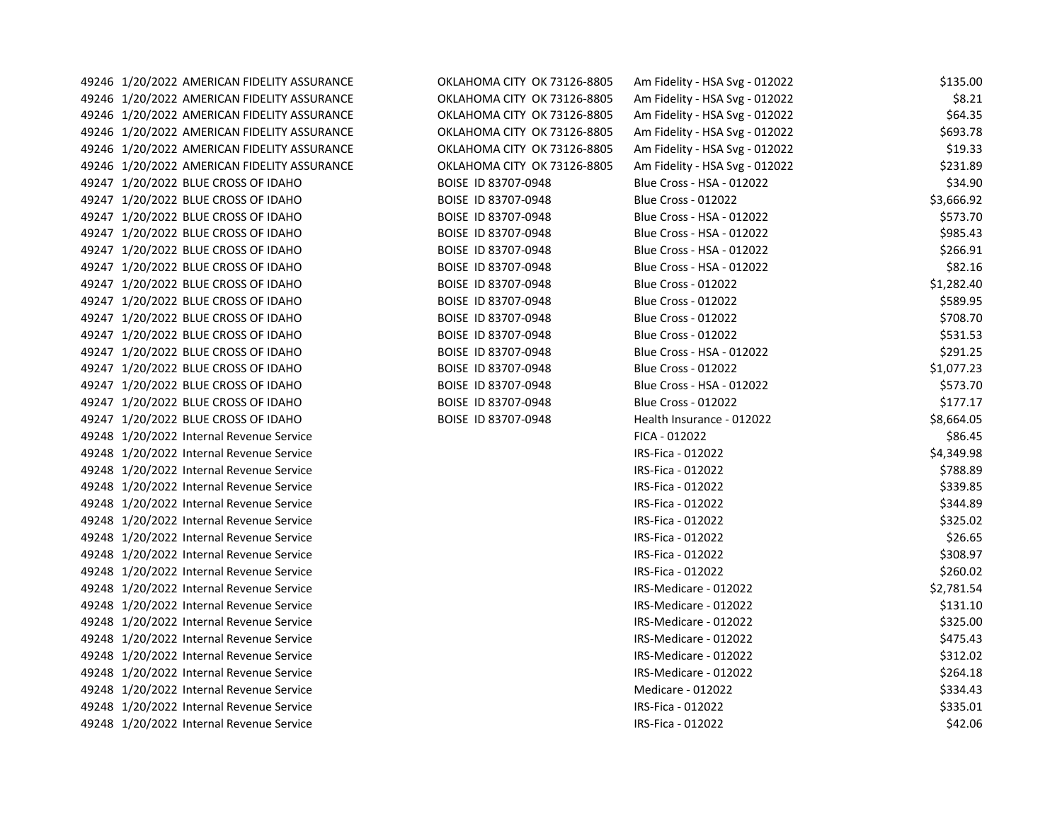| | | | | | |
|---|---|---|---|---|---|
| 49246 | 1/20/2022 | AMERICAN FIDELITY ASSURANCE | OKLAHOMA CITY OK 73126-8805 | Am Fidelity - HSA Svg - 012022 | $135.00 |
| 49246 | 1/20/2022 | AMERICAN FIDELITY ASSURANCE | OKLAHOMA CITY OK 73126-8805 | Am Fidelity - HSA Svg - 012022 | $8.21 |
| 49246 | 1/20/2022 | AMERICAN FIDELITY ASSURANCE | OKLAHOMA CITY OK 73126-8805 | Am Fidelity - HSA Svg - 012022 | $64.35 |
| 49246 | 1/20/2022 | AMERICAN FIDELITY ASSURANCE | OKLAHOMA CITY OK 73126-8805 | Am Fidelity - HSA Svg - 012022 | $693.78 |
| 49246 | 1/20/2022 | AMERICAN FIDELITY ASSURANCE | OKLAHOMA CITY OK 73126-8805 | Am Fidelity - HSA Svg - 012022 | $19.33 |
| 49246 | 1/20/2022 | AMERICAN FIDELITY ASSURANCE | OKLAHOMA CITY OK 73126-8805 | Am Fidelity - HSA Svg - 012022 | $231.89 |
| 49247 | 1/20/2022 | BLUE CROSS OF IDAHO | BOISE ID 83707-0948 | Blue Cross - HSA - 012022 | $34.90 |
| 49247 | 1/20/2022 | BLUE CROSS OF IDAHO | BOISE ID 83707-0948 | Blue Cross - 012022 | $3,666.92 |
| 49247 | 1/20/2022 | BLUE CROSS OF IDAHO | BOISE ID 83707-0948 | Blue Cross - HSA - 012022 | $573.70 |
| 49247 | 1/20/2022 | BLUE CROSS OF IDAHO | BOISE ID 83707-0948 | Blue Cross - HSA - 012022 | $985.43 |
| 49247 | 1/20/2022 | BLUE CROSS OF IDAHO | BOISE ID 83707-0948 | Blue Cross - HSA - 012022 | $266.91 |
| 49247 | 1/20/2022 | BLUE CROSS OF IDAHO | BOISE ID 83707-0948 | Blue Cross - HSA - 012022 | $82.16 |
| 49247 | 1/20/2022 | BLUE CROSS OF IDAHO | BOISE ID 83707-0948 | Blue Cross - 012022 | $1,282.40 |
| 49247 | 1/20/2022 | BLUE CROSS OF IDAHO | BOISE ID 83707-0948 | Blue Cross - 012022 | $589.95 |
| 49247 | 1/20/2022 | BLUE CROSS OF IDAHO | BOISE ID 83707-0948 | Blue Cross - 012022 | $708.70 |
| 49247 | 1/20/2022 | BLUE CROSS OF IDAHO | BOISE ID 83707-0948 | Blue Cross - 012022 | $531.53 |
| 49247 | 1/20/2022 | BLUE CROSS OF IDAHO | BOISE ID 83707-0948 | Blue Cross - HSA - 012022 | $291.25 |
| 49247 | 1/20/2022 | BLUE CROSS OF IDAHO | BOISE ID 83707-0948 | Blue Cross - 012022 | $1,077.23 |
| 49247 | 1/20/2022 | BLUE CROSS OF IDAHO | BOISE ID 83707-0948 | Blue Cross - HSA - 012022 | $573.70 |
| 49247 | 1/20/2022 | BLUE CROSS OF IDAHO | BOISE ID 83707-0948 | Blue Cross - 012022 | $177.17 |
| 49247 | 1/20/2022 | BLUE CROSS OF IDAHO | BOISE ID 83707-0948 | Health Insurance - 012022 | $8,664.05 |
| 49248 | 1/20/2022 | Internal Revenue Service | | FICA - 012022 | $86.45 |
| 49248 | 1/20/2022 | Internal Revenue Service | | IRS-Fica - 012022 | $4,349.98 |
| 49248 | 1/20/2022 | Internal Revenue Service | | IRS-Fica - 012022 | $788.89 |
| 49248 | 1/20/2022 | Internal Revenue Service | | IRS-Fica - 012022 | $339.85 |
| 49248 | 1/20/2022 | Internal Revenue Service | | IRS-Fica - 012022 | $344.89 |
| 49248 | 1/20/2022 | Internal Revenue Service | | IRS-Fica - 012022 | $325.02 |
| 49248 | 1/20/2022 | Internal Revenue Service | | IRS-Fica - 012022 | $26.65 |
| 49248 | 1/20/2022 | Internal Revenue Service | | IRS-Fica - 012022 | $308.97 |
| 49248 | 1/20/2022 | Internal Revenue Service | | IRS-Fica - 012022 | $260.02 |
| 49248 | 1/20/2022 | Internal Revenue Service | | IRS-Medicare - 012022 | $2,781.54 |
| 49248 | 1/20/2022 | Internal Revenue Service | | IRS-Medicare - 012022 | $131.10 |
| 49248 | 1/20/2022 | Internal Revenue Service | | IRS-Medicare - 012022 | $325.00 |
| 49248 | 1/20/2022 | Internal Revenue Service | | IRS-Medicare - 012022 | $475.43 |
| 49248 | 1/20/2022 | Internal Revenue Service | | IRS-Medicare - 012022 | $312.02 |
| 49248 | 1/20/2022 | Internal Revenue Service | | IRS-Medicare - 012022 | $264.18 |
| 49248 | 1/20/2022 | Internal Revenue Service | | Medicare - 012022 | $334.43 |
| 49248 | 1/20/2022 | Internal Revenue Service | | IRS-Fica - 012022 | $335.01 |
| 49248 | 1/20/2022 | Internal Revenue Service | | IRS-Fica - 012022 | $42.06 |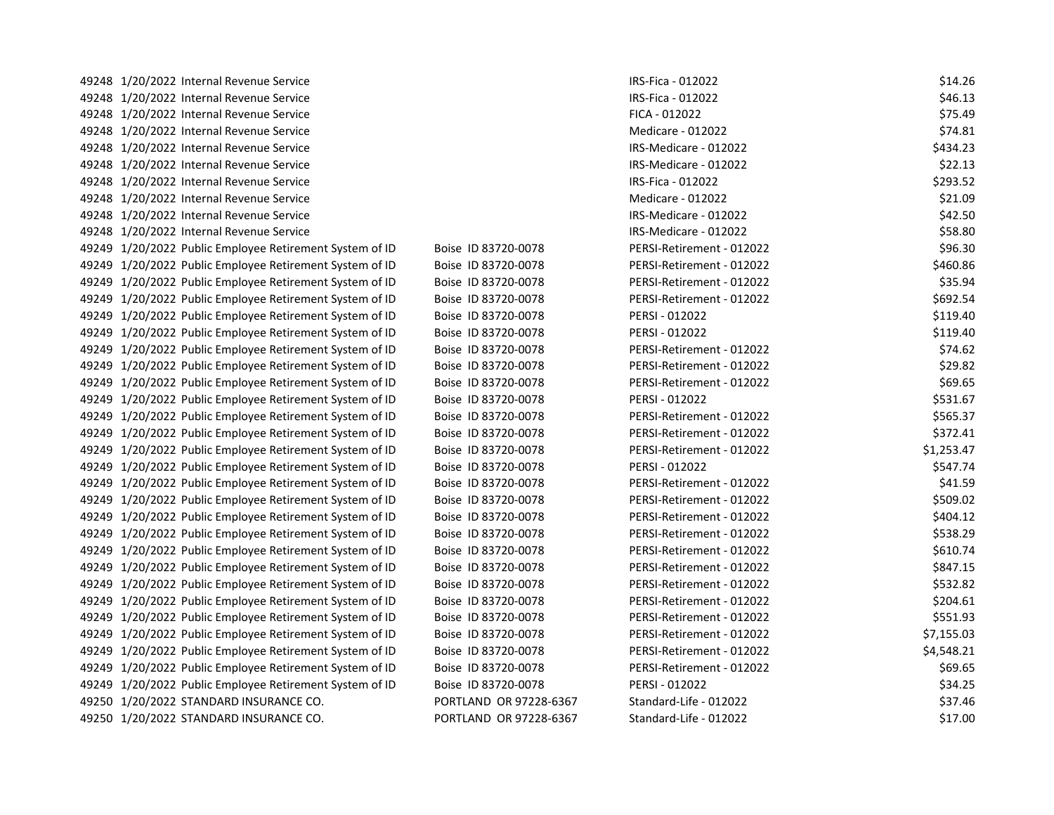| | | | | | |
|---|---|---|---|---|---|
| 49248 | 1/20/2022 | Internal Revenue Service | | IRS-Fica - 012022 | $14.26 |
| 49248 | 1/20/2022 | Internal Revenue Service | | IRS-Fica - 012022 | $46.13 |
| 49248 | 1/20/2022 | Internal Revenue Service | | FICA - 012022 | $75.49 |
| 49248 | 1/20/2022 | Internal Revenue Service | | Medicare - 012022 | $74.81 |
| 49248 | 1/20/2022 | Internal Revenue Service | | IRS-Medicare - 012022 | $434.23 |
| 49248 | 1/20/2022 | Internal Revenue Service | | IRS-Medicare - 012022 | $22.13 |
| 49248 | 1/20/2022 | Internal Revenue Service | | IRS-Fica - 012022 | $293.52 |
| 49248 | 1/20/2022 | Internal Revenue Service | | Medicare - 012022 | $21.09 |
| 49248 | 1/20/2022 | Internal Revenue Service | | IRS-Medicare - 012022 | $42.50 |
| 49248 | 1/20/2022 | Internal Revenue Service | | IRS-Medicare - 012022 | $58.80 |
| 49249 | 1/20/2022 | Public Employee Retirement System of ID | Boise ID 83720-0078 | PERSI-Retirement - 012022 | $96.30 |
| 49249 | 1/20/2022 | Public Employee Retirement System of ID | Boise ID 83720-0078 | PERSI-Retirement - 012022 | $460.86 |
| 49249 | 1/20/2022 | Public Employee Retirement System of ID | Boise ID 83720-0078 | PERSI-Retirement - 012022 | $35.94 |
| 49249 | 1/20/2022 | Public Employee Retirement System of ID | Boise ID 83720-0078 | PERSI-Retirement - 012022 | $692.54 |
| 49249 | 1/20/2022 | Public Employee Retirement System of ID | Boise ID 83720-0078 | PERSI - 012022 | $119.40 |
| 49249 | 1/20/2022 | Public Employee Retirement System of ID | Boise ID 83720-0078 | PERSI - 012022 | $119.40 |
| 49249 | 1/20/2022 | Public Employee Retirement System of ID | Boise ID 83720-0078 | PERSI-Retirement - 012022 | $74.62 |
| 49249 | 1/20/2022 | Public Employee Retirement System of ID | Boise ID 83720-0078 | PERSI-Retirement - 012022 | $29.82 |
| 49249 | 1/20/2022 | Public Employee Retirement System of ID | Boise ID 83720-0078 | PERSI-Retirement - 012022 | $69.65 |
| 49249 | 1/20/2022 | Public Employee Retirement System of ID | Boise ID 83720-0078 | PERSI - 012022 | $531.67 |
| 49249 | 1/20/2022 | Public Employee Retirement System of ID | Boise ID 83720-0078 | PERSI-Retirement - 012022 | $565.37 |
| 49249 | 1/20/2022 | Public Employee Retirement System of ID | Boise ID 83720-0078 | PERSI-Retirement - 012022 | $372.41 |
| 49249 | 1/20/2022 | Public Employee Retirement System of ID | Boise ID 83720-0078 | PERSI-Retirement - 012022 | $1,253.47 |
| 49249 | 1/20/2022 | Public Employee Retirement System of ID | Boise ID 83720-0078 | PERSI - 012022 | $547.74 |
| 49249 | 1/20/2022 | Public Employee Retirement System of ID | Boise ID 83720-0078 | PERSI-Retirement - 012022 | $41.59 |
| 49249 | 1/20/2022 | Public Employee Retirement System of ID | Boise ID 83720-0078 | PERSI-Retirement - 012022 | $509.02 |
| 49249 | 1/20/2022 | Public Employee Retirement System of ID | Boise ID 83720-0078 | PERSI-Retirement - 012022 | $404.12 |
| 49249 | 1/20/2022 | Public Employee Retirement System of ID | Boise ID 83720-0078 | PERSI-Retirement - 012022 | $538.29 |
| 49249 | 1/20/2022 | Public Employee Retirement System of ID | Boise ID 83720-0078 | PERSI-Retirement - 012022 | $610.74 |
| 49249 | 1/20/2022 | Public Employee Retirement System of ID | Boise ID 83720-0078 | PERSI-Retirement - 012022 | $847.15 |
| 49249 | 1/20/2022 | Public Employee Retirement System of ID | Boise ID 83720-0078 | PERSI-Retirement - 012022 | $532.82 |
| 49249 | 1/20/2022 | Public Employee Retirement System of ID | Boise ID 83720-0078 | PERSI-Retirement - 012022 | $204.61 |
| 49249 | 1/20/2022 | Public Employee Retirement System of ID | Boise ID 83720-0078 | PERSI-Retirement - 012022 | $551.93 |
| 49249 | 1/20/2022 | Public Employee Retirement System of ID | Boise ID 83720-0078 | PERSI-Retirement - 012022 | $7,155.03 |
| 49249 | 1/20/2022 | Public Employee Retirement System of ID | Boise ID 83720-0078 | PERSI-Retirement - 012022 | $4,548.21 |
| 49249 | 1/20/2022 | Public Employee Retirement System of ID | Boise ID 83720-0078 | PERSI-Retirement - 012022 | $69.65 |
| 49249 | 1/20/2022 | Public Employee Retirement System of ID | Boise ID 83720-0078 | PERSI - 012022 | $34.25 |
| 49250 | 1/20/2022 | STANDARD INSURANCE CO. | PORTLAND OR 97228-6367 | Standard-Life - 012022 | $37.46 |
| 49250 | 1/20/2022 | STANDARD INSURANCE CO. | PORTLAND OR 97228-6367 | Standard-Life - 012022 | $17.00 |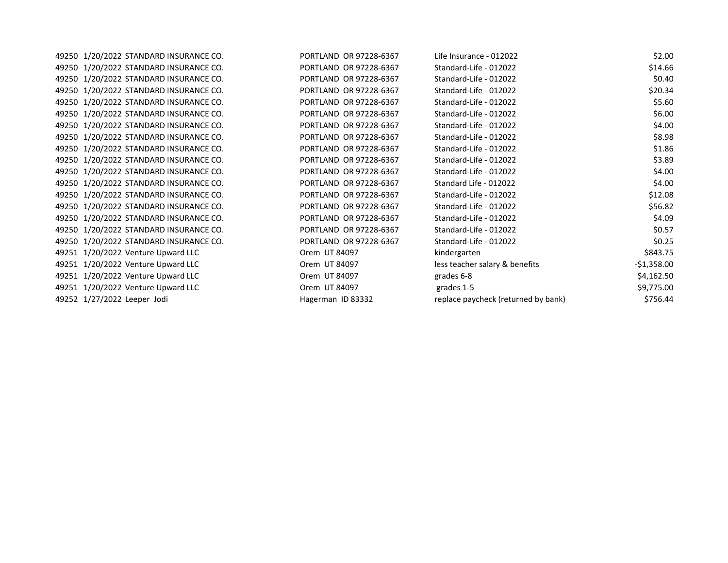| | | | | | |
|---|---|---|---|---|---|
| 49250 | 1/20/2022 | STANDARD INSURANCE CO. | PORTLAND OR 97228-6367 | Life Insurance - 012022 | $2.00 |
| 49250 | 1/20/2022 | STANDARD INSURANCE CO. | PORTLAND OR 97228-6367 | Standard-Life - 012022 | $14.66 |
| 49250 | 1/20/2022 | STANDARD INSURANCE CO. | PORTLAND OR 97228-6367 | Standard-Life - 012022 | $0.40 |
| 49250 | 1/20/2022 | STANDARD INSURANCE CO. | PORTLAND OR 97228-6367 | Standard-Life - 012022 | $20.34 |
| 49250 | 1/20/2022 | STANDARD INSURANCE CO. | PORTLAND OR 97228-6367 | Standard-Life - 012022 | $5.60 |
| 49250 | 1/20/2022 | STANDARD INSURANCE CO. | PORTLAND OR 97228-6367 | Standard-Life - 012022 | $6.00 |
| 49250 | 1/20/2022 | STANDARD INSURANCE CO. | PORTLAND OR 97228-6367 | Standard-Life - 012022 | $4.00 |
| 49250 | 1/20/2022 | STANDARD INSURANCE CO. | PORTLAND OR 97228-6367 | Standard-Life - 012022 | $8.98 |
| 49250 | 1/20/2022 | STANDARD INSURANCE CO. | PORTLAND OR 97228-6367 | Standard-Life - 012022 | $1.86 |
| 49250 | 1/20/2022 | STANDARD INSURANCE CO. | PORTLAND OR 97228-6367 | Standard-Life - 012022 | $3.89 |
| 49250 | 1/20/2022 | STANDARD INSURANCE CO. | PORTLAND OR 97228-6367 | Standard-Life - 012022 | $4.00 |
| 49250 | 1/20/2022 | STANDARD INSURANCE CO. | PORTLAND OR 97228-6367 | Standard Life - 012022 | $4.00 |
| 49250 | 1/20/2022 | STANDARD INSURANCE CO. | PORTLAND OR 97228-6367 | Standard-Life - 012022 | $12.08 |
| 49250 | 1/20/2022 | STANDARD INSURANCE CO. | PORTLAND OR 97228-6367 | Standard-Life - 012022 | $56.82 |
| 49250 | 1/20/2022 | STANDARD INSURANCE CO. | PORTLAND OR 97228-6367 | Standard-Life - 012022 | $4.09 |
| 49250 | 1/20/2022 | STANDARD INSURANCE CO. | PORTLAND OR 97228-6367 | Standard-Life - 012022 | $0.57 |
| 49250 | 1/20/2022 | STANDARD INSURANCE CO. | PORTLAND OR 97228-6367 | Standard-Life - 012022 | $0.25 |
| 49251 | 1/20/2022 | Venture Upward LLC | Orem UT 84097 | kindergarten | $843.75 |
| 49251 | 1/20/2022 | Venture Upward LLC | Orem UT 84097 | less teacher salary & benefits | -$1,358.00 |
| 49251 | 1/20/2022 | Venture Upward LLC | Orem UT 84097 | grades 6-8 | $4,162.50 |
| 49251 | 1/20/2022 | Venture Upward LLC | Orem UT 84097 | grades 1-5 | $9,775.00 |
| 49252 | 1/27/2022 | Leeper Jodi | Hagerman ID 83332 | replace paycheck (returned by bank) | $756.44 |